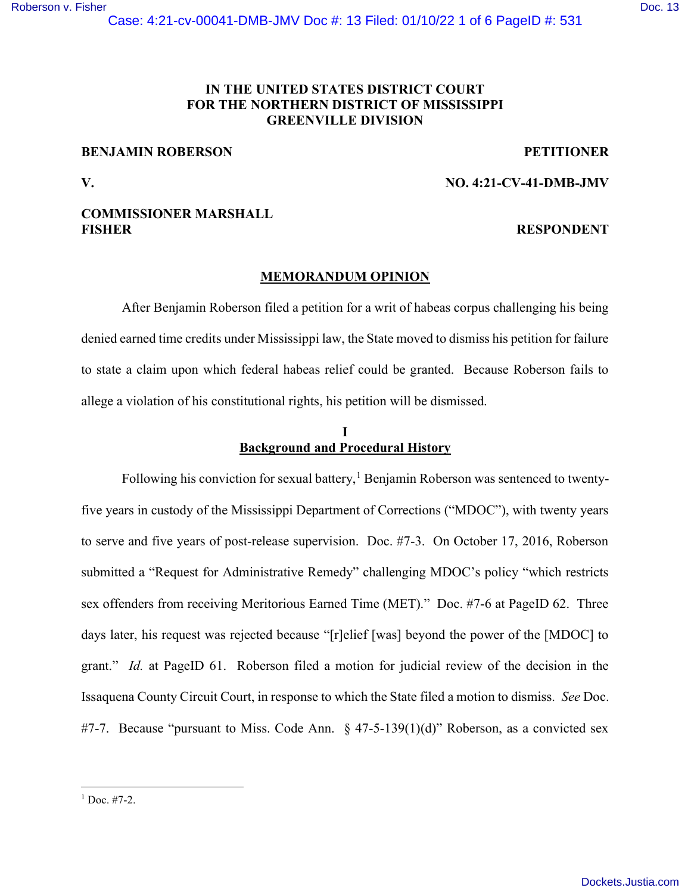**IN THE UNITED STATES DISTRICT COURT**
**FOR THE NORTHERN DISTRICT OF MISSISSIPPI**
**GREENVILLE DIVISION**

**BENJAMIN ROBERSON** **PETITIONER**

**V.** **NO. 4:21-CV-41-DMB-JMV**

**COMMISSIONER MARSHALL FISHER** **RESPONDENT**

## MEMORANDUM OPINION

After Benjamin Roberson filed a petition for a writ of habeas corpus challenging his being denied earned time credits under Mississippi law, the State moved to dismiss his petition for failure to state a claim upon which federal habeas relief could be granted. Because Roberson fails to allege a violation of his constitutional rights, his petition will be dismissed.

### I
### Background and Procedural History

Following his conviction for sexual battery,[1] Benjamin Roberson was sentenced to twenty-five years in custody of the Mississippi Department of Corrections ("MDOC"), with twenty years to serve and five years of post-release supervision. Doc. #7-3. On October 17, 2016, Roberson submitted a "Request for Administrative Remedy" challenging MDOC's policy "which restricts sex offenders from receiving Meritorious Earned Time (MET)." Doc. #7-6 at PageID 62. Three days later, his request was rejected because "[r]elief [was] beyond the power of the [MDOC] to grant." *Id.* at PageID 61. Roberson filed a motion for judicial review of the decision in the Issaquena County Circuit Court, in response to which the State filed a motion to dismiss. *See* Doc. #7-7. Because "pursuant to Miss. Code Ann. § 47-5-139(1)(d)" Roberson, as a convicted sex

---

[1] Doc. #7-2.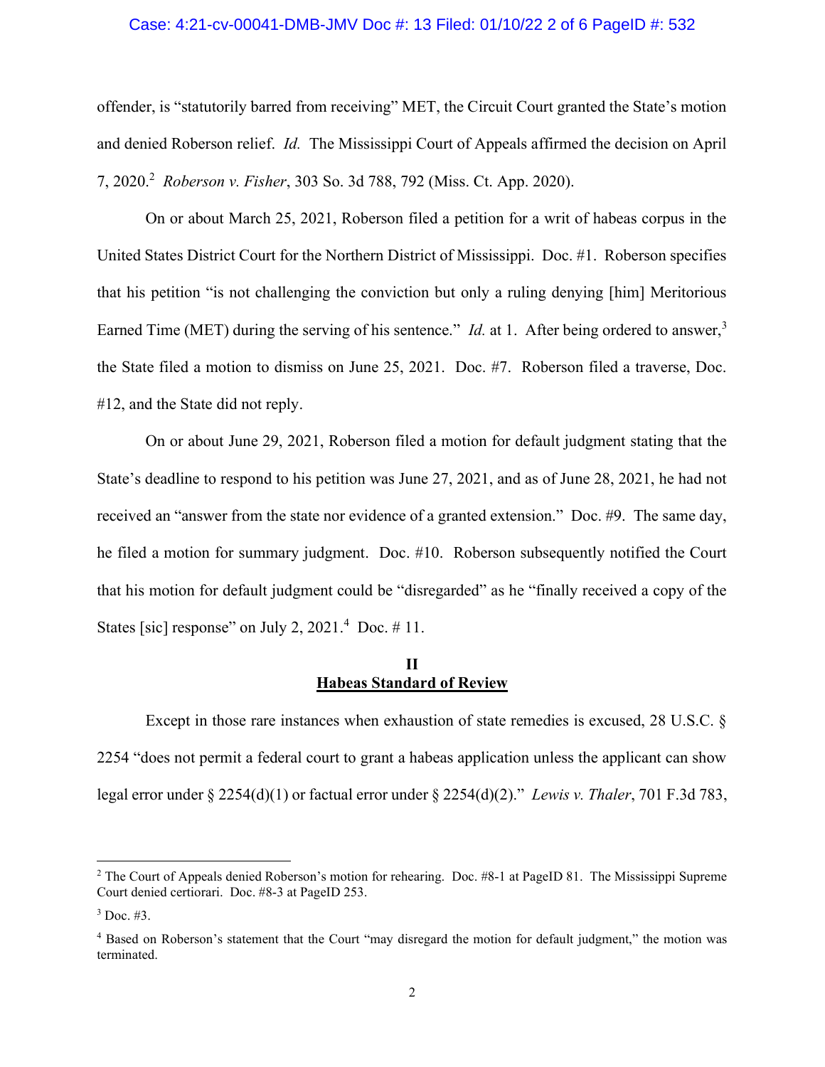offender, is "statutorily barred from receiving" MET, the Circuit Court granted the State's motion and denied Roberson relief. *Id.* The Mississippi Court of Appeals affirmed the decision on April 7, 2020.[2] *Roberson v. Fisher*, 303 So. 3d 788, 792 (Miss. Ct. App. 2020).

On or about March 25, 2021, Roberson filed a petition for a writ of habeas corpus in the United States District Court for the Northern District of Mississippi. Doc. #1. Roberson specifies that his petition "is not challenging the conviction but only a ruling denying [him] Meritorious Earned Time (MET) during the serving of his sentence." *Id.* at 1. After being ordered to answer,[3] the State filed a motion to dismiss on June 25, 2021. Doc. #7. Roberson filed a traverse, Doc. #12, and the State did not reply.

On or about June 29, 2021, Roberson filed a motion for default judgment stating that the State's deadline to respond to his petition was June 27, 2021, and as of June 28, 2021, he had not received an "answer from the state nor evidence of a granted extension." Doc. #9. The same day, he filed a motion for summary judgment. Doc. #10. Roberson subsequently notified the Court that his motion for default judgment could be "disregarded" as he "finally received a copy of the States [sic] response" on July 2, 2021.[4] Doc. # 11.

## II
## Habeas Standard of Review

Except in those rare instances when exhaustion of state remedies is excused, 28 U.S.C. § 2254 "does not permit a federal court to grant a habeas application unless the applicant can show legal error under § 2254(d)(1) or factual error under § 2254(d)(2)." *Lewis v. Thaler*, 701 F.3d 783,

---

[2] The Court of Appeals denied Roberson's motion for rehearing. Doc. #8-1 at PageID 81. The Mississippi Supreme Court denied certiorari. Doc. #8-3 at PageID 253.

[3] Doc. #3.

[4] Based on Roberson's statement that the Court "may disregard the motion for default judgment," the motion was terminated.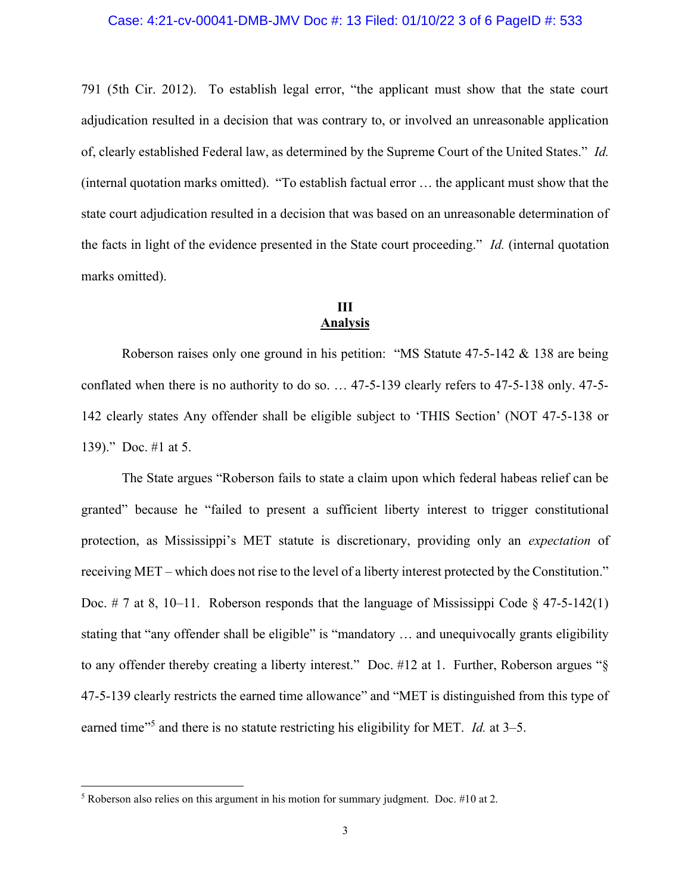791 (5th Cir. 2012). To establish legal error, "the applicant must show that the state court adjudication resulted in a decision that was contrary to, or involved an unreasonable application of, clearly established Federal law, as determined by the Supreme Court of the United States." *Id.* (internal quotation marks omitted). "To establish factual error … the applicant must show that the state court adjudication resulted in a decision that was based on an unreasonable determination of the facts in light of the evidence presented in the State court proceeding." *Id.* (internal quotation marks omitted).

## III
## Analysis

Roberson raises only one ground in his petition: "MS Statute 47-5-142 & 138 are being conflated when there is no authority to do so. … 47-5-139 clearly refers to 47-5-138 only. 47-5-142 clearly states Any offender shall be eligible subject to 'THIS Section' (NOT 47-5-138 or 139)." Doc. #1 at 5.

The State argues "Roberson fails to state a claim upon which federal habeas relief can be granted" because he "failed to present a sufficient liberty interest to trigger constitutional protection, as Mississippi's MET statute is discretionary, providing only an *expectation* of receiving MET – which does not rise to the level of a liberty interest protected by the Constitution." Doc. # 7 at 8, 10–11. Roberson responds that the language of Mississippi Code § 47-5-142(1) stating that "any offender shall be eligible" is "mandatory … and unequivocally grants eligibility to any offender thereby creating a liberty interest." Doc. #12 at 1. Further, Roberson argues "§ 47-5-139 clearly restricts the earned time allowance" and "MET is distinguished from this type of earned time"[5] and there is no statute restricting his eligibility for MET. *Id.* at 3–5.

[5] Roberson also relies on this argument in his motion for summary judgment. Doc. #10 at 2.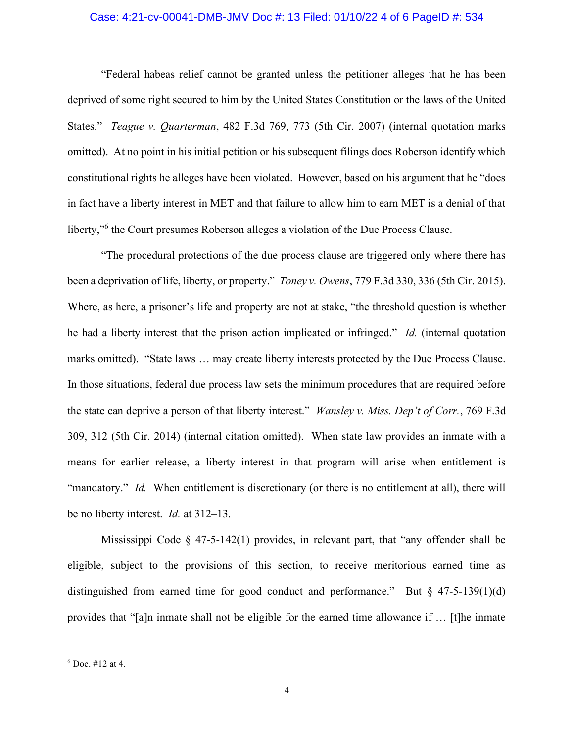"Federal habeas relief cannot be granted unless the petitioner alleges that he has been deprived of some right secured to him by the United States Constitution or the laws of the United States." *Teague v. Quarterman*, 482 F.3d 769, 773 (5th Cir. 2007) (internal quotation marks omitted). At no point in his initial petition or his subsequent filings does Roberson identify which constitutional rights he alleges have been violated. However, based on his argument that he "does in fact have a liberty interest in MET and that failure to allow him to earn MET is a denial of that liberty,"[6] the Court presumes Roberson alleges a violation of the Due Process Clause.

"The procedural protections of the due process clause are triggered only where there has been a deprivation of life, liberty, or property." *Toney v. Owens*, 779 F.3d 330, 336 (5th Cir. 2015). Where, as here, a prisoner's life and property are not at stake, "the threshold question is whether he had a liberty interest that the prison action implicated or infringed." *Id.* (internal quotation marks omitted). "State laws … may create liberty interests protected by the Due Process Clause. In those situations, federal due process law sets the minimum procedures that are required before the state can deprive a person of that liberty interest." *Wansley v. Miss. Dep't of Corr.*, 769 F.3d 309, 312 (5th Cir. 2014) (internal citation omitted). When state law provides an inmate with a means for earlier release, a liberty interest in that program will arise when entitlement is "mandatory." *Id.* When entitlement is discretionary (or there is no entitlement at all), there will be no liberty interest. *Id.* at 312–13.

Mississippi Code § 47-5-142(1) provides, in relevant part, that "any offender shall be eligible, subject to the provisions of this section, to receive meritorious earned time as distinguished from earned time for good conduct and performance." But § 47-5-139(1)(d) provides that "[a]n inmate shall not be eligible for the earned time allowance if … [t]he inmate

---

[6] Doc. #12 at 4.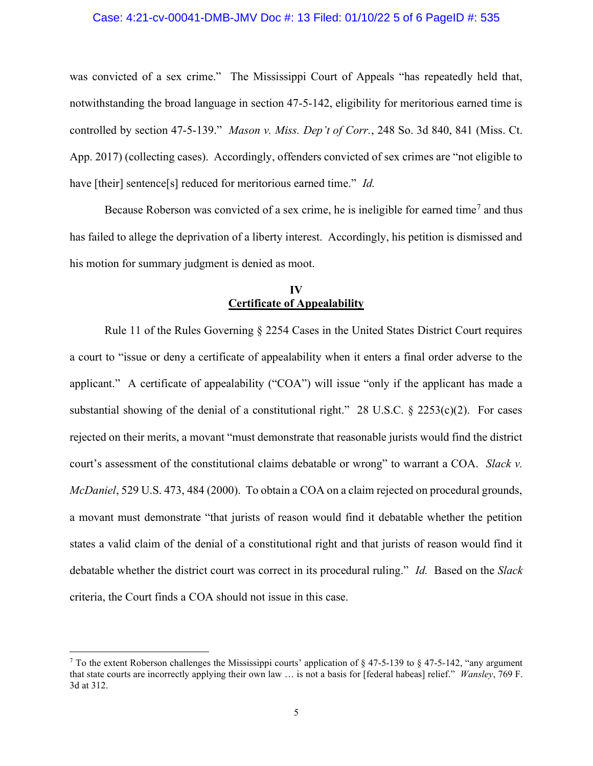was convicted of a sex crime." The Mississippi Court of Appeals "has repeatedly held that, notwithstanding the broad language in section 47-5-142, eligibility for meritorious earned time is controlled by section 47-5-139." *Mason v. Miss. Dep't of Corr.*, 248 So. 3d 840, 841 (Miss. Ct. App. 2017) (collecting cases). Accordingly, offenders convicted of sex crimes are "not eligible to have [their] sentence[s] reduced for meritorious earned time." *Id.*

Because Roberson was convicted of a sex crime, he is ineligible for earned time[7] and thus has failed to allege the deprivation of a liberty interest. Accordingly, his petition is dismissed and his motion for summary judgment is denied as moot.

## IV
## Certificate of Appealability

Rule 11 of the Rules Governing § 2254 Cases in the United States District Court requires a court to "issue or deny a certificate of appealability when it enters a final order adverse to the applicant." A certificate of appealability ("COA") will issue "only if the applicant has made a substantial showing of the denial of a constitutional right." 28 U.S.C. § 2253(c)(2). For cases rejected on their merits, a movant "must demonstrate that reasonable jurists would find the district court's assessment of the constitutional claims debatable or wrong" to warrant a COA. *Slack v. McDaniel*, 529 U.S. 473, 484 (2000). To obtain a COA on a claim rejected on procedural grounds, a movant must demonstrate "that jurists of reason would find it debatable whether the petition states a valid claim of the denial of a constitutional right and that jurists of reason would find it debatable whether the district court was correct in its procedural ruling." *Id.* Based on the *Slack* criteria, the Court finds a COA should not issue in this case.

---

[7] To the extent Roberson challenges the Mississippi courts' application of § 47-5-139 to § 47-5-142, "any argument that state courts are incorrectly applying their own law … is not a basis for [federal habeas] relief." *Wansley*, 769 F. 3d at 312.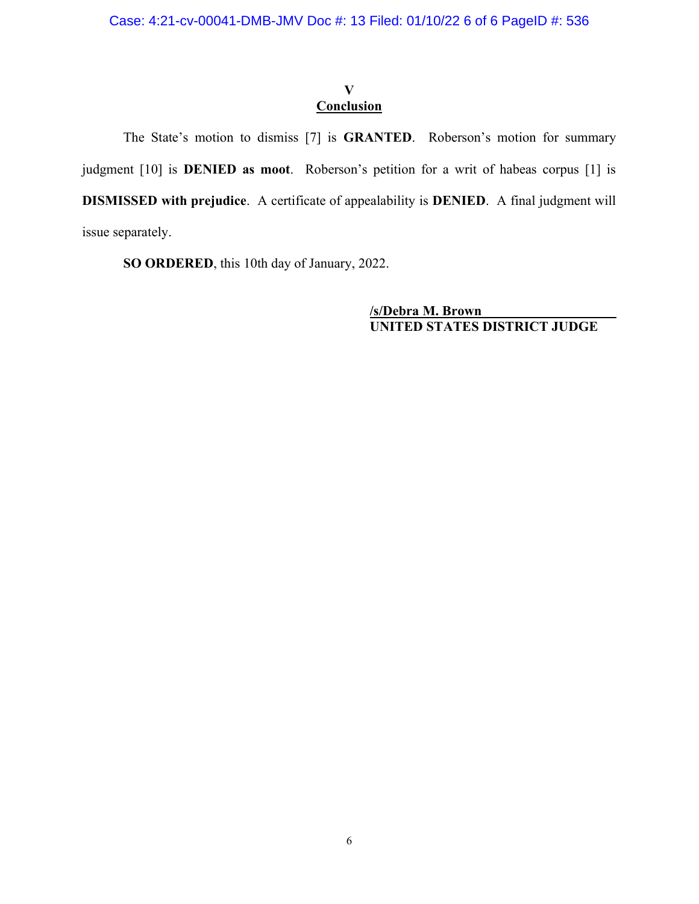## V
## Conclusion

The State's motion to dismiss [7] is **GRANTED**. Roberson's motion for summary judgment [10] is **DENIED as moot**. Roberson's petition for a writ of habeas corpus [1] is **DISMISSED with prejudice**. A certificate of appealability is **DENIED**. A final judgment will issue separately.

**SO ORDERED**, this 10th day of January, 2022.

**/s/Debra M. Brown**
**UNITED STATES DISTRICT JUDGE**